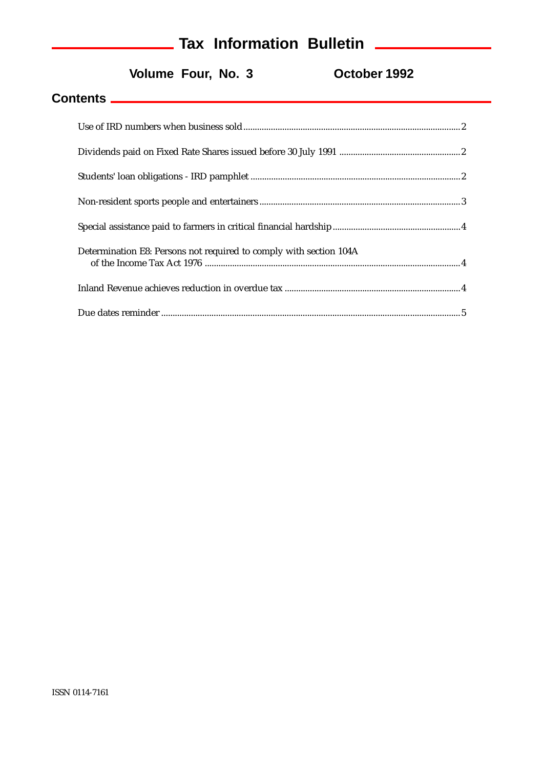# Tax Information Bulletin

**Volume Four, No. 3** **October 1992**

## Contents

Use of IRD numbers when business sold ..... 2

Dividends paid on Fixed Rate Shares issued before 30 July 1991 ..... 2

Students' loan obligations - IRD pamphlet ..... 2

Non-resident sports people and entertainers ..... 3

Special assistance paid to farmers in critical financial hardship ..... 4

Determination E8: Persons not required to comply with section 104A of the Income Tax Act 1976 ..... 4

Inland Revenue achieves reduction in overdue tax ..... 4

Due dates reminder ..... 5

ISSN 0114-7161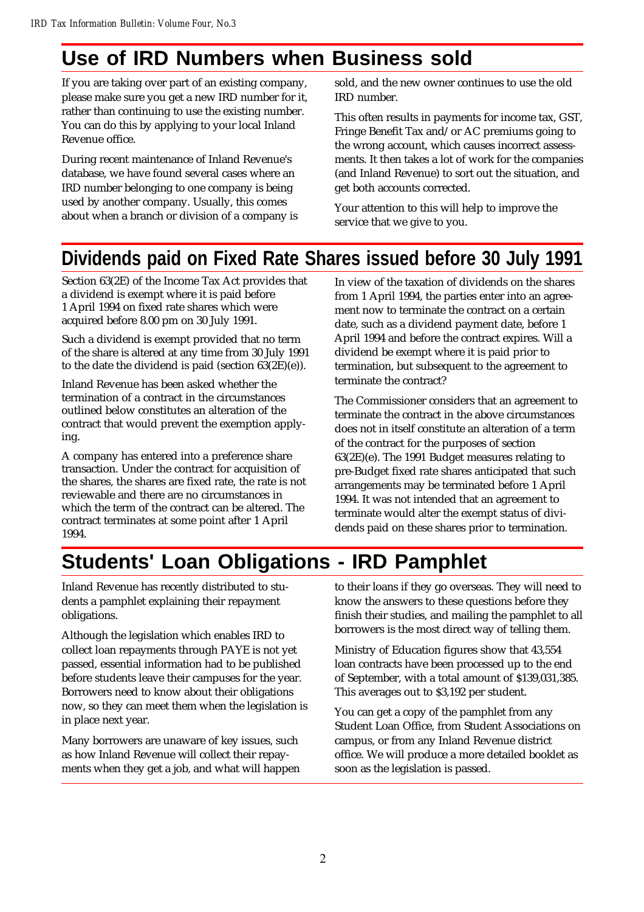# Use of IRD Numbers when Business sold

If you are taking over part of an existing company, please make sure you get a new IRD number for it, rather than continuing to use the existing number. You can do this by applying to your local Inland Revenue office.

During recent maintenance of Inland Revenue's database, we have found several cases where an IRD number belonging to one company is being used by another company. Usually, this comes about when a branch or division of a company is sold, and the new owner continues to use the old IRD number.

This often results in payments for income tax, GST, Fringe Benefit Tax and/or AC premiums going to the wrong account, which causes incorrect assessments. It then takes a lot of work for the companies (and Inland Revenue) to sort out the situation, and get both accounts corrected.

Your attention to this will help to improve the service that we give to you.

# Dividends paid on Fixed Rate Shares issued before 30 July 1991

Section 63(2E) of the Income Tax Act provides that a dividend is exempt where it is paid before 1 April 1994 on fixed rate shares which were acquired before 8.00 pm on 30 July 1991.

Such a dividend is exempt provided that no term of the share is altered at any time from 30 July 1991 to the date the dividend is paid (section 63(2E)(e)).

Inland Revenue has been asked whether the termination of a contract in the circumstances outlined below constitutes an alteration of the contract that would prevent the exemption applying.

A company has entered into a preference share transaction. Under the contract for acquisition of the shares, the shares are fixed rate, the rate is not reviewable and there are no circumstances in which the term of the contract can be altered. The contract terminates at some point after 1 April 1994.

In view of the taxation of dividends on the shares from 1 April 1994, the parties enter into an agreement now to terminate the contract on a certain date, such as a dividend payment date, before 1 April 1994 and before the contract expires. Will a dividend be exempt where it is paid prior to termination, but subsequent to the agreement to terminate the contract?

The Commissioner considers that an agreement to terminate the contract in the above circumstances does not in itself constitute an alteration of a term of the contract for the purposes of section 63(2E)(e). The 1991 Budget measures relating to pre-Budget fixed rate shares anticipated that such arrangements may be terminated before 1 April 1994. It was not intended that an agreement to terminate would alter the exempt status of dividends paid on these shares prior to termination.

# Students' Loan Obligations - IRD Pamphlet

Inland Revenue has recently distributed to students a pamphlet explaining their repayment obligations.

Although the legislation which enables IRD to collect loan repayments through PAYE is not yet passed, essential information had to be published before students leave their campuses for the year. Borrowers need to know about their obligations now, so they can meet them when the legislation is in place next year.

Many borrowers are unaware of key issues, such as how Inland Revenue will collect their repayments when they get a job, and what will happen to their loans if they go overseas. They will need to know the answers to these questions before they finish their studies, and mailing the pamphlet to all borrowers is the most direct way of telling them.

Ministry of Education figures show that 43,554 loan contracts have been processed up to the end of September, with a total amount of $139,031,385. This averages out to $3,192 per student.

You can get a copy of the pamphlet from any Student Loan Office, from Student Associations on campus, or from any Inland Revenue district office. We will produce a more detailed booklet as soon as the legislation is passed.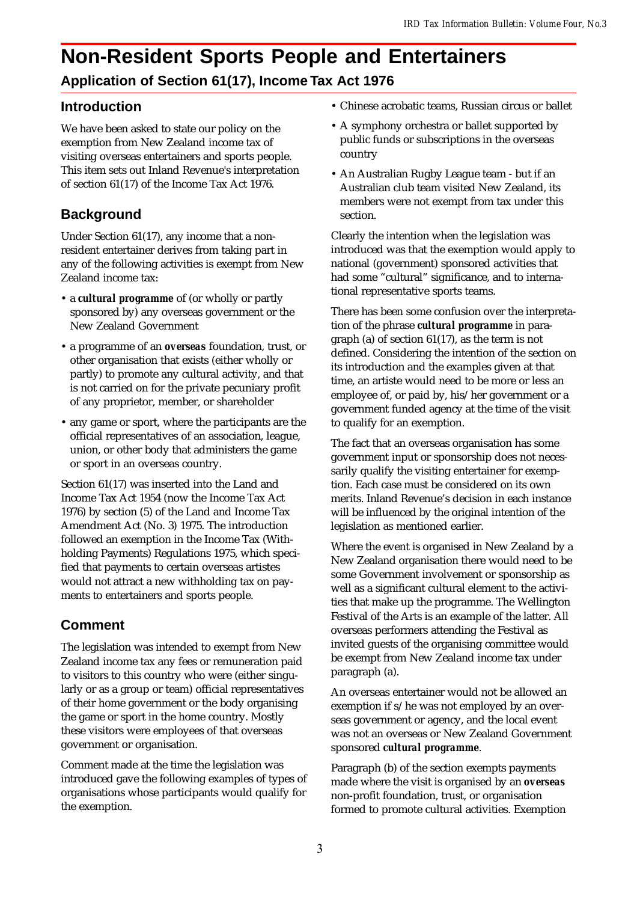# Non-Resident Sports People and Entertainers

## Application of Section 61(17), Income Tax Act 1976

### Introduction

We have been asked to state our policy on the exemption from New Zealand income tax of visiting overseas entertainers and sports people. This item sets out Inland Revenue's interpretation of section 61(17) of the Income Tax Act 1976.

### Background

Under Section 61(17), any income that a non-resident entertainer derives from taking part in any of the following activities is exempt from New Zealand income tax:

- a ***cultural programme*** of (or wholly or partly sponsored by) any overseas government or the New Zealand Government
- a programme of an ***overseas*** foundation, trust, or other organisation that exists (either wholly or partly) to promote any cultural activity, and that is not carried on for the private pecuniary profit of any proprietor, member, or shareholder
- any game or sport, where the participants are the official representatives of an association, league, union, or other body that administers the game or sport in an overseas country.

Section 61(17) was inserted into the Land and Income Tax Act 1954 (now the Income Tax Act 1976) by section (5) of the Land and Income Tax Amendment Act (No. 3) 1975. The introduction followed an exemption in the Income Tax (Withholding Payments) Regulations 1975, which specified that payments to certain overseas artistes would not attract a new withholding tax on payments to entertainers and sports people.

### Comment

The legislation was intended to exempt from New Zealand income tax any fees or remuneration paid to visitors to this country who were (either singularly or as a group or team) official representatives of their home government or the body organising the game or sport in the home country. Mostly these visitors were employees of that overseas government or organisation.

Comment made at the time the legislation was introduced gave the following examples of types of organisations whose participants would qualify for the exemption.

- Chinese acrobatic teams, Russian circus or ballet
- A symphony orchestra or ballet supported by public funds or subscriptions in the overseas country
- An Australian Rugby League team - but if an Australian club team visited New Zealand, its members were not exempt from tax under this section.

Clearly the intention when the legislation was introduced was that the exemption would apply to national (government) sponsored activities that had some "cultural" significance, and to international representative sports teams.

There has been some confusion over the interpretation of the phrase ***cultural programme*** in paragraph (a) of section 61(17), as the term is not defined. Considering the intention of the section on its introduction and the examples given at that time, an artiste would need to be more or less an employee of, or paid by, his/her government or a government funded agency at the time of the visit to qualify for an exemption.

The fact that an overseas organisation has some government input or sponsorship does not necessarily qualify the visiting entertainer for exemption. Each case must be considered on its own merits. Inland Revenue's decision in each instance will be influenced by the original intention of the legislation as mentioned earlier.

Where the event is organised in New Zealand by a New Zealand organisation there would need to be some Government involvement or sponsorship as well as a significant cultural element to the activities that make up the programme. The Wellington Festival of the Arts is an example of the latter. All overseas performers attending the Festival as invited guests of the organising committee would be exempt from New Zealand income tax under paragraph (a).

An overseas entertainer would not be allowed an exemption if s/he was not employed by an overseas government or agency, and the local event was not an overseas or New Zealand Government sponsored ***cultural programme***.

Paragraph (b) of the section exempts payments made where the visit is organised by an ***overseas*** non-profit foundation, trust, or organisation formed to promote cultural activities. Exemption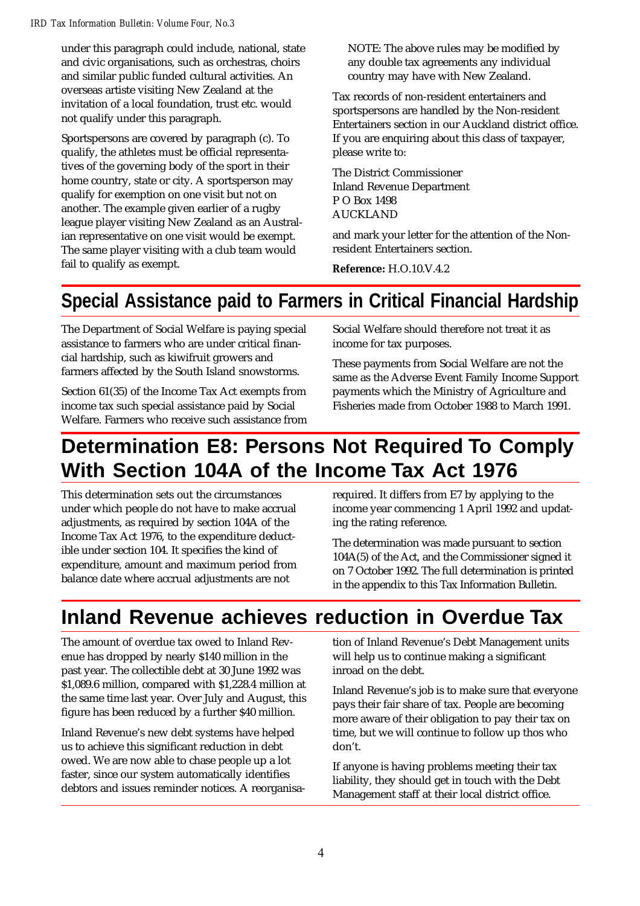under this paragraph could include, national, state and civic organisations, such as orchestras, choirs and similar public funded cultural activities. An overseas artiste visiting New Zealand at the invitation of a local foundation, trust etc. would not qualify under this paragraph.

Sportspersons are covered by paragraph (c). To qualify, the athletes must be official representatives of the governing body of the sport in their home country, state or city. A sportsperson may qualify for exemption on one visit but not on another. The example given earlier of a rugby league player visiting New Zealand as an Australian representative on one visit would be exempt. The same player visiting with a club team would fail to qualify as exempt.

NOTE: The above rules may be modified by any double tax agreements any individual country may have with New Zealand.

Tax records of non-resident entertainers and sportspersons are handled by the Non-resident Entertainers section in our Auckland district office. If you are enquiring about this class of taxpayer, please write to:

The District Commissioner
Inland Revenue Department
P O Box 1498
AUCKLAND

and mark your letter for the attention of the Non-resident Entertainers section.

**Reference:** H.O.10.V.4.2

# Special Assistance paid to Farmers in Critical Financial Hardship

The Department of Social Welfare is paying special assistance to farmers who are under critical financial hardship, such as kiwifruit growers and farmers affected by the South Island snowstorms.

Section 61(35) of the Income Tax Act exempts from income tax such special assistance paid by Social Welfare. Farmers who receive such assistance from Social Welfare should therefore not treat it as income for tax purposes.

These payments from Social Welfare are not the same as the Adverse Event Family Income Support payments which the Ministry of Agriculture and Fisheries made from October 1988 to March 1991.

# Determination E8: Persons Not Required To Comply With Section 104A of the Income Tax Act 1976

This determination sets out the circumstances under which people do not have to make accrual adjustments, as required by section 104A of the Income Tax Act 1976, to the expenditure deductible under section 104. It specifies the kind of expenditure, amount and maximum period from balance date where accrual adjustments are not required. It differs from E7 by applying to the income year commencing 1 April 1992 and updating the rating reference.

The determination was made pursuant to section 104A(5) of the Act, and the Commissioner signed it on 7 October 1992. The full determination is printed in the appendix to this Tax Information Bulletin.

# Inland Revenue achieves reduction in Overdue Tax

The amount of overdue tax owed to Inland Revenue has dropped by nearly $140 million in the past year. The collectible debt at 30 June 1992 was $1,089.6 million, compared with $1,228.4 million at the same time last year. Over July and August, this figure has been reduced by a further $40 million.

Inland Revenue's new debt systems have helped us to achieve this significant reduction in debt owed. We are now able to chase people up a lot faster, since our system automatically identifies debtors and issues reminder notices. A reorganisation of Inland Revenue's Debt Management units will help us to continue making a significant inroad on the debt.

Inland Revenue's job is to make sure that everyone pays their fair share of tax. People are becoming more aware of their obligation to pay their tax on time, but we will continue to follow up thos who don't.

If anyone is having problems meeting their tax liability, they should get in touch with the Debt Management staff at their local district office.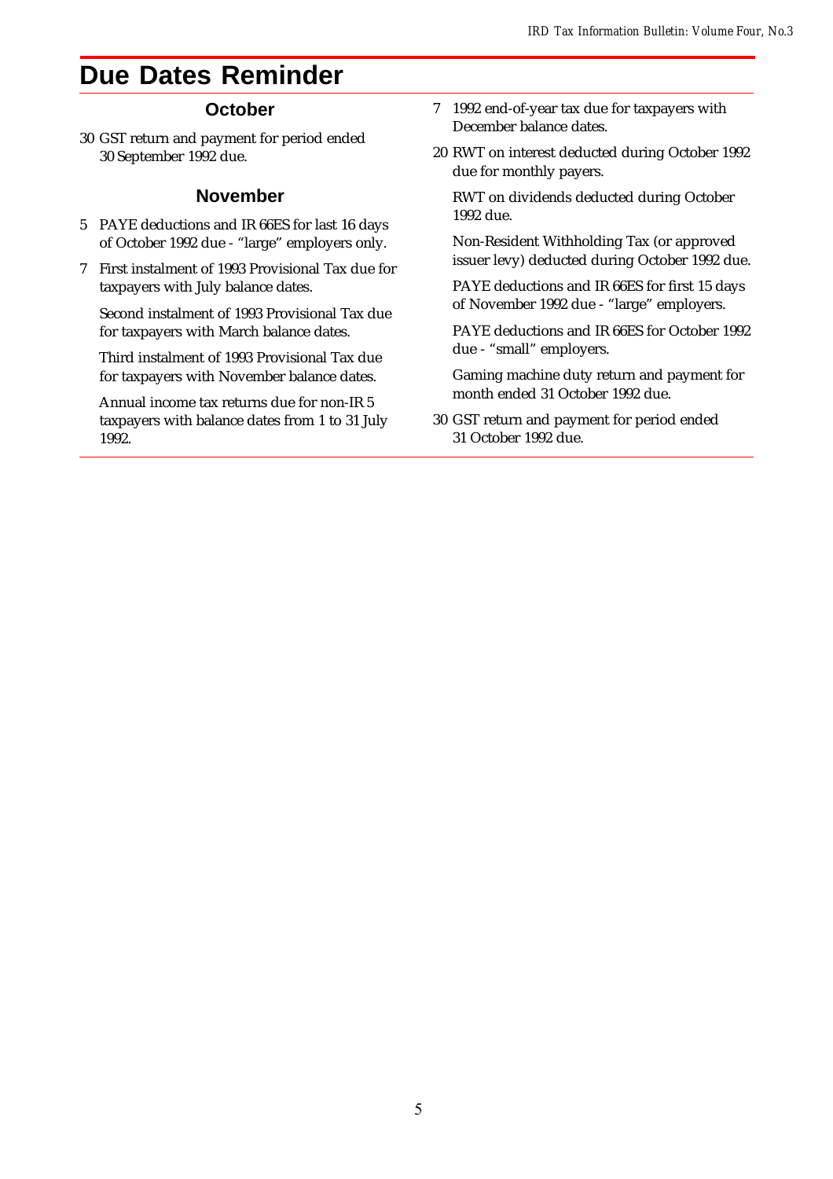# Due Dates Reminder

## October

30 GST return and payment for period ended 30 September 1992 due.

## November

5 PAYE deductions and IR 66ES for last 16 days of October 1992 due - “large” employers only.

7 First instalment of 1993 Provisional Tax due for taxpayers with July balance dates.

Second instalment of 1993 Provisional Tax due for taxpayers with March balance dates.

Third instalment of 1993 Provisional Tax due for taxpayers with November balance dates.

Annual income tax returns due for non-IR 5 taxpayers with balance dates from 1 to 31 July 1992.

7 1992 end-of-year tax due for taxpayers with December balance dates.

20 RWT on interest deducted during October 1992 due for monthly payers.

RWT on dividends deducted during October 1992 due.

Non-Resident Withholding Tax (or approved issuer levy) deducted during October 1992 due.

PAYE deductions and IR 66ES for first 15 days of November 1992 due - “large” employers.

PAYE deductions and IR 66ES for October 1992 due - “small” employers.

Gaming machine duty return and payment for month ended 31 October 1992 due.

30 GST return and payment for period ended 31 October 1992 due.